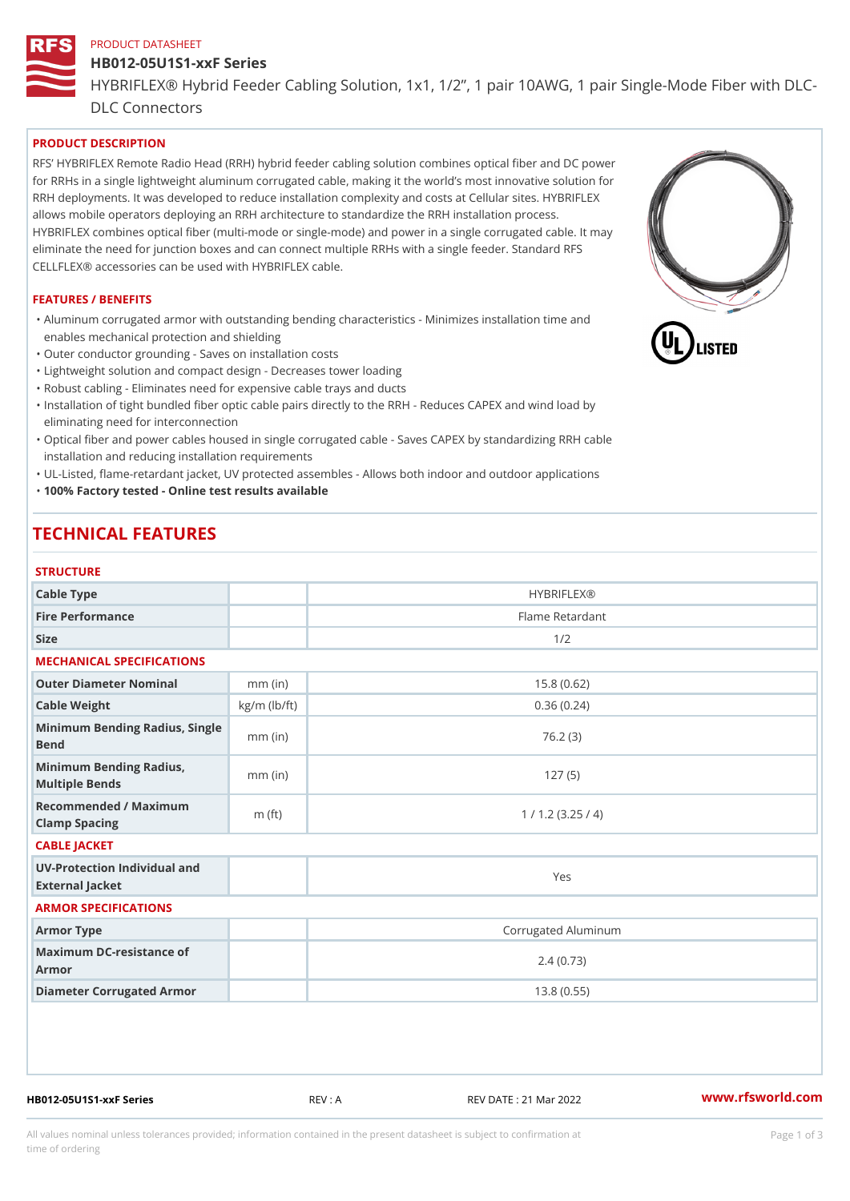PRODUCT DATASHEET

# HB012-05U1S1-xxF Series

HYBRIFLEX® Hybrid Feeder Cabling Solution, 1x1, 1/2”, 1 pair 10AWG, 1 pair Single-Mode Fiber with DLC-DLC Connectors

## PRODUCT DESCRIPTION

RFS’ HYBRIFLEX Remote Radio Head (RRH) hybrid feeder cabling solution combines optical fiber and DC power for RRHs in a single lightweight aluminum corrugated cable, making it the world’s most innovative solution for RRH deployments. It was developed to reduce installation complexity and costs at Cellular sites. HYBRIFLEX allows mobile operators deploying an RRH architecture to standardize the RRH installation process. HYBRIFLEX combines optical fiber (multi-mode or single-mode) and power in a single corrugated cable. It may eliminate the need for junction boxes and can connect multiple RRHs with a single feeder. Standard RFS CELLFLEX® accessories can be used with HYBRIFLEX cable.

## FEATURES / BENEFITS

- Aluminum corrugated armor with outstanding bending characteristics - Minimizes installation time and enables mechanical protection and shielding
- Outer conductor grounding - Saves on installation costs
- Lightweight solution and compact design - Decreases tower loading
- Robust cabling - Eliminates need for expensive cable trays and ducts
- Installation of tight bundled fiber optic cable pairs directly to the RRH - Reduces CAPEX and wind load by eliminating need for interconnection
- Optical fiber and power cables housed in single corrugated cable - Saves CAPEX by standardizing RRH cable installation and reducing installation requirements
- UL-Listed, flame-retardant jacket, UV protected assembles - Allows both indoor and outdoor applications
- **100% Factory tested - Online test results available**

# TECHNICAL FEATURES

## STRUCTURE

| | | |
|---|---|---|
| Cable Type | | HYBRIFLEX® |
| Fire Performance | | Flame Retardant |
| Size | | 1/2 |

## MECHANICAL SPECIFICATIONS

| | | |
|---|---|---|
| Outer Diameter Nominal | mm (in) | 15.8 (0.62) |
| Cable Weight | kg/m (lb/ft) | 0.36 (0.24) |
| Minimum Bending Radius, Single Bend | mm (in) | 76.2 (3) |
| Minimum Bending Radius, Multiple Bends | mm (in) | 127 (5) |
| Recommended / Maximum Clamp Spacing | m (ft) | 1 / 1.2 (3.25 / 4) |

## CABLE JACKET

| | | |
|---|---|---|
| UV-Protection Individual and External Jacket | | Yes |

## ARMOR SPECIFICATIONS

| | | |
|---|---|---|
| Armor Type | | Corrugated Aluminum |
| Maximum DC-resistance of Armor | | 2.4 (0.73) |
| Diameter Corrugated Armor | | 13.8 (0.55) |

All values nominal unless tolerances provided; information contained in the present datasheet is subject to confirmation at time of ordering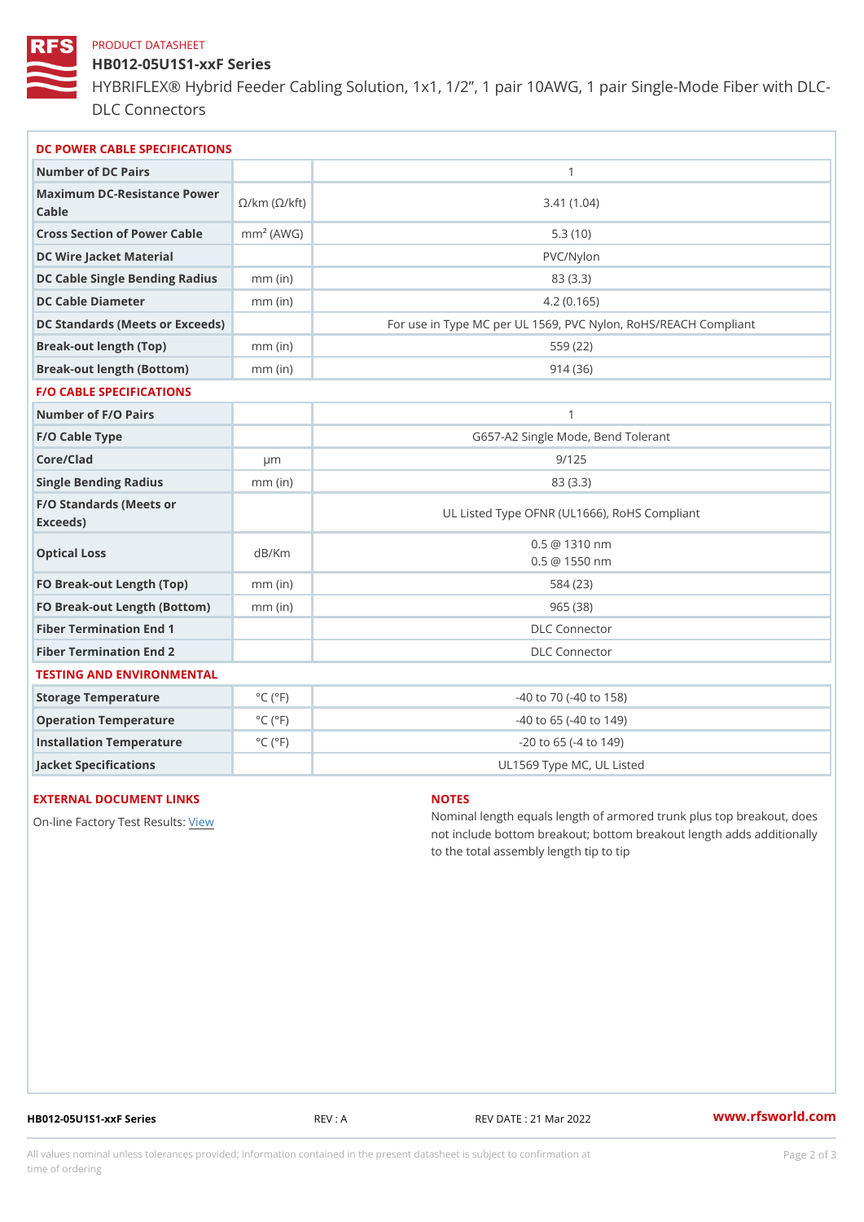PRODUCT DATASHEET

# HB012-05U1S1-xxF Series

HYBRIFLEX® Hybrid Feeder Cabling Solution, 1x1, 1/2”, 1 pair 10AWG, 1 pair Single-Mode Fiber with DLC-DLC Connectors

## DC POWER CABLE SPECIFICATIONS

| | | |
|---|---|---|
| Number of DC Pairs | | 1 |
| Maximum DC-Resistance Power Cable | Ω/km (Ω/kft) | 3.41 (1.04) |
| Cross Section of Power Cable | mm² (AWG) | 5.3 (10) |
| DC Wire Jacket Material | | PVC/Nylon |
| DC Cable Single Bending Radius | mm (in) | 83 (3.3) |
| DC Cable Diameter | mm (in) | 4.2 (0.165) |
| DC Standards (Meets or Exceeds) | | For use in Type MC per UL 1569, PVC Nylon, RoHS/REACH Compliant |
| Break-out length (Top) | mm (in) | 559 (22) |
| Break-out length (Bottom) | mm (in) | 914 (36) |

## F/O CABLE SPECIFICATIONS

| | | |
|---|---|---|
| Number of F/O Pairs | | 1 |
| F/O Cable Type | | G657-A2 Single Mode, Bend Tolerant |
| Core/Clad | μm | 9/125 |
| Single Bending Radius | mm (in) | 83 (3.3) |
| F/O Standards (Meets or Exceeds) | | UL Listed Type OFNR (UL1666), RoHS Compliant |
| Optical Loss | dB/Km | 0.5 @ 1310 nm<br>0.5 @ 1550 nm |
| FO Break-out Length (Top) | mm (in) | 584 (23) |
| FO Break-out Length (Bottom) | mm (in) | 965 (38) |
| Fiber Termination End 1 | | DLC Connector |
| Fiber Termination End 2 | | DLC Connector |

## TESTING AND ENVIRONMENTAL

| | | |
|---|---|---|
| Storage Temperature | °C (°F) | -40 to 70 (-40 to 158) |
| Operation Temperature | °C (°F) | -40 to 65 (-40 to 149) |
| Installation Temperature | °C (°F) | -20 to 65 (-4 to 149) |
| Jacket Specifications | | UL1569 Type MC, UL Listed |

## EXTERNAL DOCUMENT LINKS

On-line Factory Test Results: View

## NOTES

Nominal length equals length of armored trunk plus top breakout, does not include bottom breakout; bottom breakout length adds additionally to the total assembly length tip to tip

HB012-05U1S1-xxF Series REV : A REV DATE : 21 Mar 2022 www.rfsworld.com

All values nominal unless tolerances provided; information contained in the present datasheet is subject to confirmation at time of ordering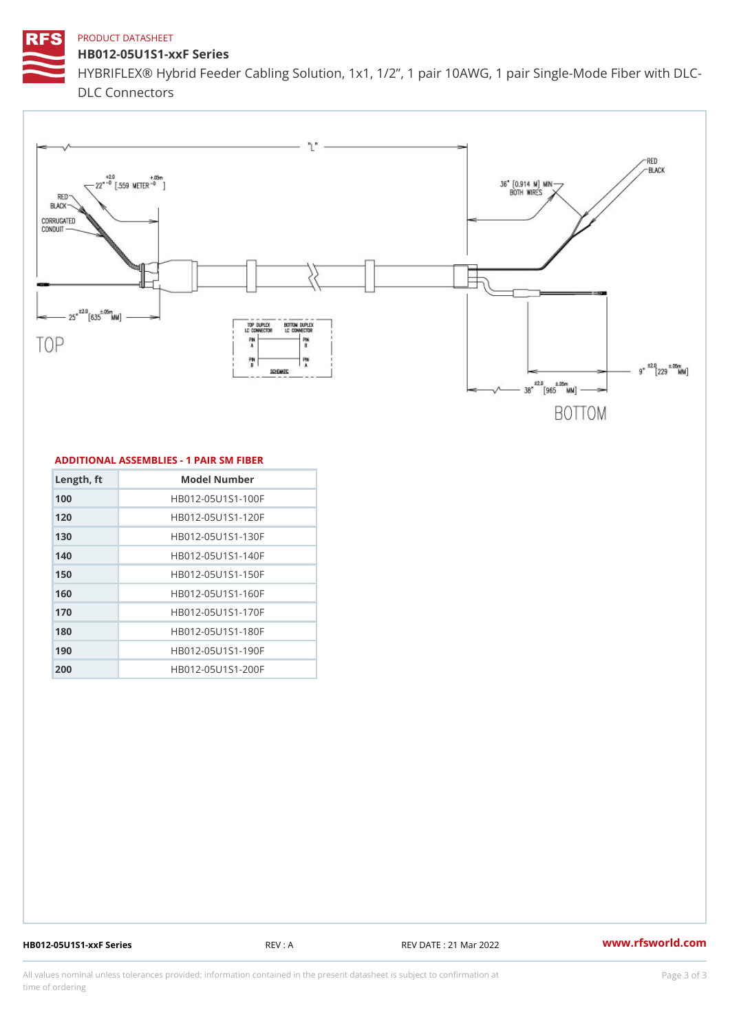PRODUCT DATASHEET

# HB012-05U1S1-xxF Series

HYBRIFLEX® Hybrid Feeder Cabling Solution, 1x1, 1/2”, 1 pair 10AWG, 1 pair Single-Mode Fiber with DLC-DLC Connectors

"L"

22" +2.0 −0 [.559 METER +.05m −0 ]

RED
BLACK

CORRUGATED CONDUIT

25" ±2.0 [635 ±.05m MM]

TOP

36" [0.914 M] MIN BOTH WIRES

RED
BLACK

TOP DUPLEX LC CONNECTOR
BOTTOM DUPLEX LC CONNECTOR
PIN A
PIN B
PIN B
PIN A
SCHEMATIC

9" ±2.0 [229 ±.05m MM]

38" ±2.0 [965 ±.05m MM]

BOTTOM

## ADDITIONAL ASSEMBLIES - 1 PAIR SM FIBER

| Length, ft | Model Number |
|---|---|
| 100 | HB012-05U1S1-100F |
| 120 | HB012-05U1S1-120F |
| 130 | HB012-05U1S1-130F |
| 140 | HB012-05U1S1-140F |
| 150 | HB012-05U1S1-150F |
| 160 | HB012-05U1S1-160F |
| 170 | HB012-05U1S1-170F |
| 180 | HB012-05U1S1-180F |
| 190 | HB012-05U1S1-190F |
| 200 | HB012-05U1S1-200F |